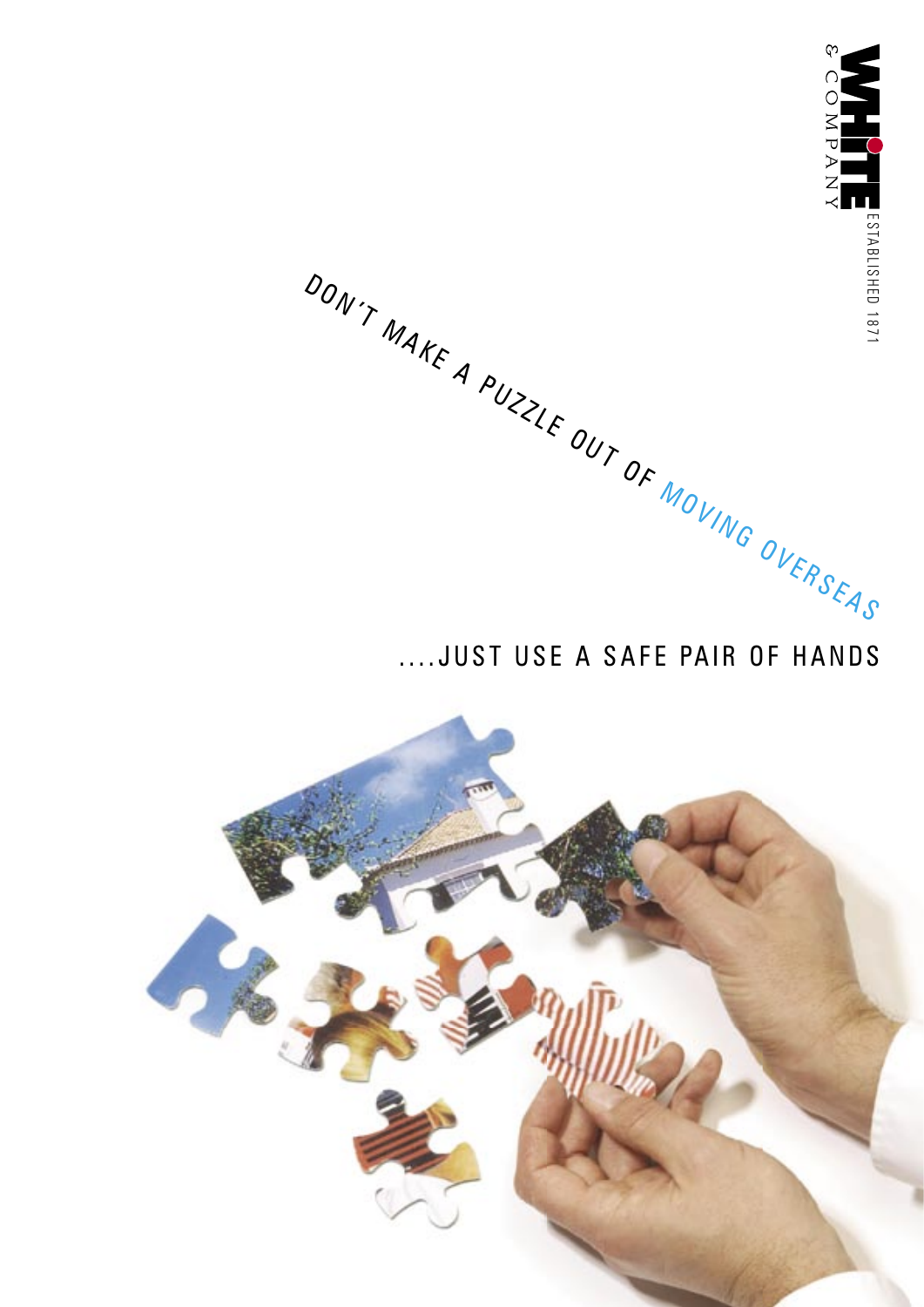WHITE & COMPANY

ESTABLISHED 1871

# DON'T MAKE A PUZZLE OUT OF MOVING OVERSEAS

....JUST USE A SAFE PAIR OF HANDS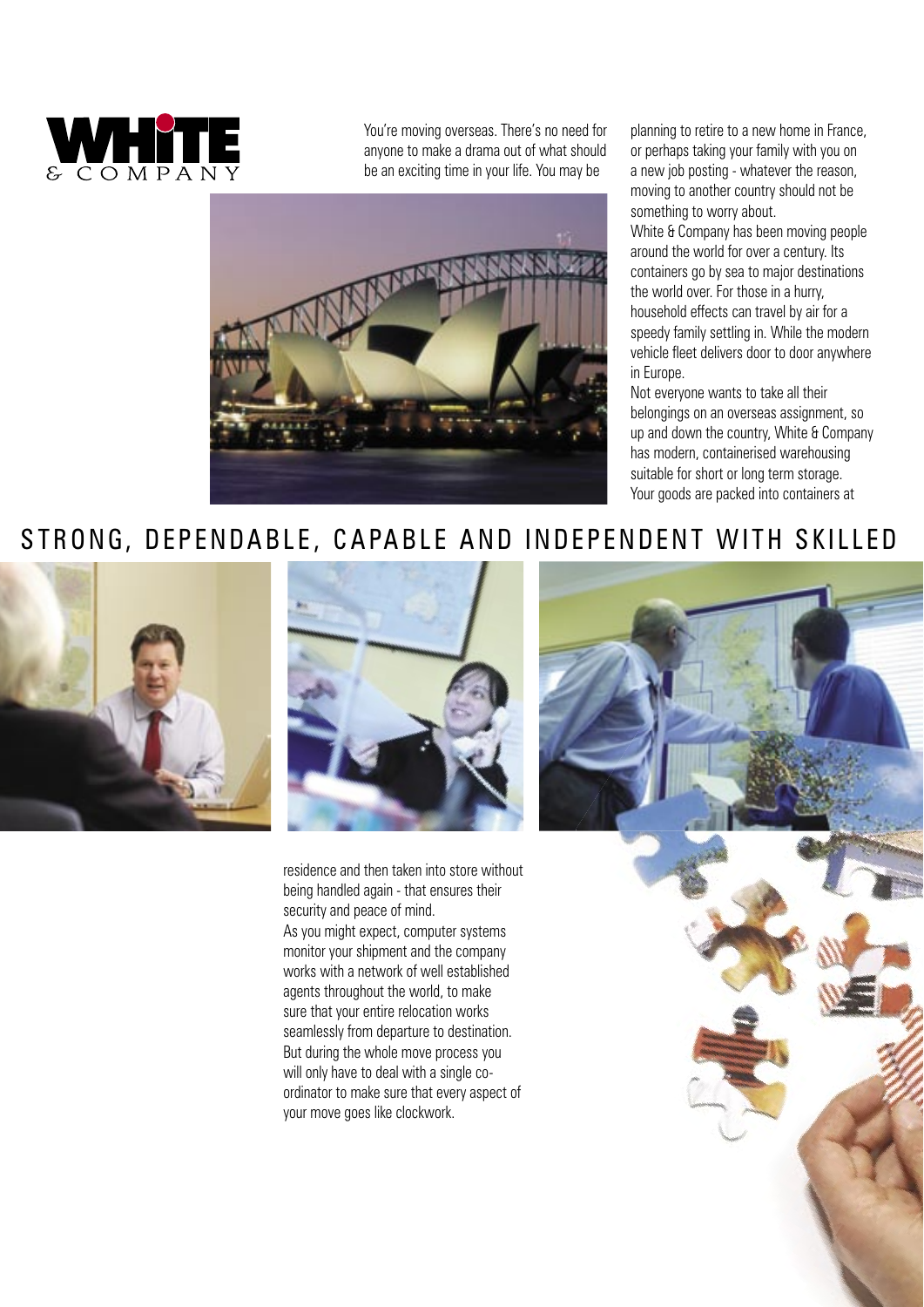WHITE & COMPANY

You're moving overseas. There's no need for anyone to make a drama out of what should be an exciting time in your life. You may be planning to retire to a new home in France, or perhaps taking your family with you on a new job posting - whatever the reason, moving to another country should not be something to worry about.

White & Company has been moving people around the world for over a century. Its containers go by sea to major destinations the world over. For those in a hurry, household effects can travel by air for a speedy family settling in. While the modern vehicle fleet delivers door to door anywhere in Europe.

Not everyone wants to take all their belongings on an overseas assignment, so up and down the country, White & Company has modern, containerised warehousing suitable for short or long term storage. Your goods are packed into containers at residence and then taken into store without being handled again - that ensures their security and peace of mind.

As you might expect, computer systems monitor your shipment and the company works with a network of well established agents throughout the world, to make sure that your entire relocation works seamlessly from departure to destination. But during the whole move process you will only have to deal with a single co-ordinator to make sure that every aspect of your move goes like clockwork.

## STRONG, DEPENDABLE, CAPABLE AND INDEPENDENT WITH SKILLED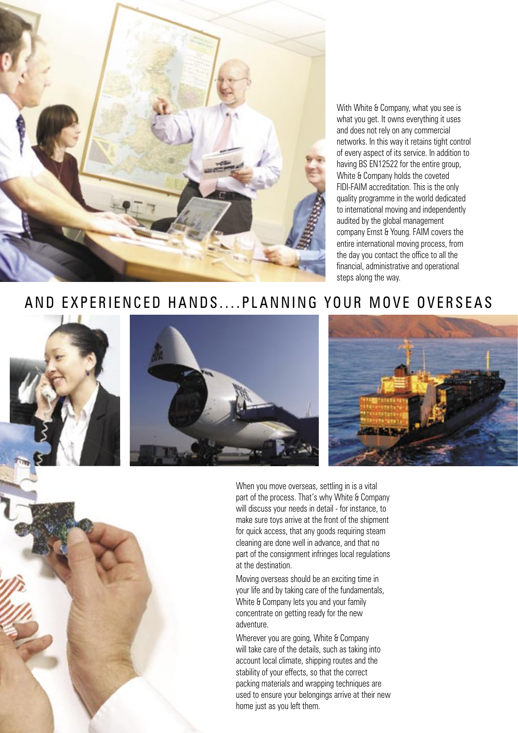With White & Company, what you see is what you get. It owns everything it uses and does not rely on any commercial networks. In this way it retains tight control of every aspect of its service. In addition to having BS EN12522 for the entire group, White & Company holds the coveted FIDI-FAIM accreditation. This is the only quality programme in the world dedicated to international moving and independently audited by the global management company Ernst & Young. FAIM covers the entire international moving process, from the day you contact the office to all the financial, administrative and operational steps along the way.

## AND EXPERIENCED HANDS....PLANNING YOUR MOVE OVERSEAS

When you move overseas, settling in is a vital part of the process. That's why White & Company will discuss your needs in detail - for instance, to make sure toys arrive at the front of the shipment for quick access, that any goods requiring steam cleaning are done well in advance, and that no part of the consignment infringes local regulations at the destination.

Moving overseas should be an exciting time in your life and by taking care of the fundamentals, White & Company lets you and your family concentrate on getting ready for the new adventure.

Wherever you are going, White & Company will take care of the details, such as taking into account local climate, shipping routes and the stability of your effects, so that the correct packing materials and wrapping techniques are used to ensure your belongings arrive at their new home just as you left them.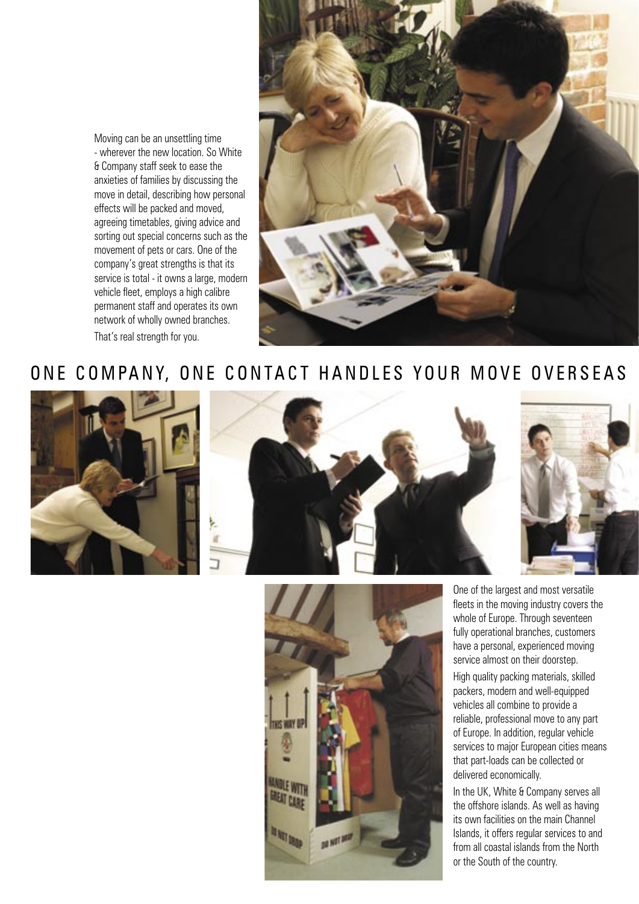Moving can be an unsettling time - wherever the new location. So White & Company staff seek to ease the anxieties of families by discussing the move in detail, describing how personal effects will be packed and moved, agreeing timetables, giving advice and sorting out special concerns such as the movement of pets or cars. One of the company's great strengths is that its service is total - it owns a large, modern vehicle fleet, employs a high calibre permanent staff and operates its own network of wholly owned branches.

That's real strength for you.

## ONE COMPANY, ONE CONTACT HANDLES YOUR MOVE OVERSEAS

One of the largest and most versatile fleets in the moving industry covers the whole of Europe. Through seventeen fully operational branches, customers have a personal, experienced moving service almost on their doorstep.

High quality packing materials, skilled packers, modern and well-equipped vehicles all combine to provide a reliable, professional move to any part of Europe. In addition, regular vehicle services to major European cities means that part-loads can be collected or delivered economically.

In the UK, White & Company serves all the offshore islands. As well as having its own facilities on the main Channel Islands, it offers regular services to and from all coastal islands from the North or the South of the country.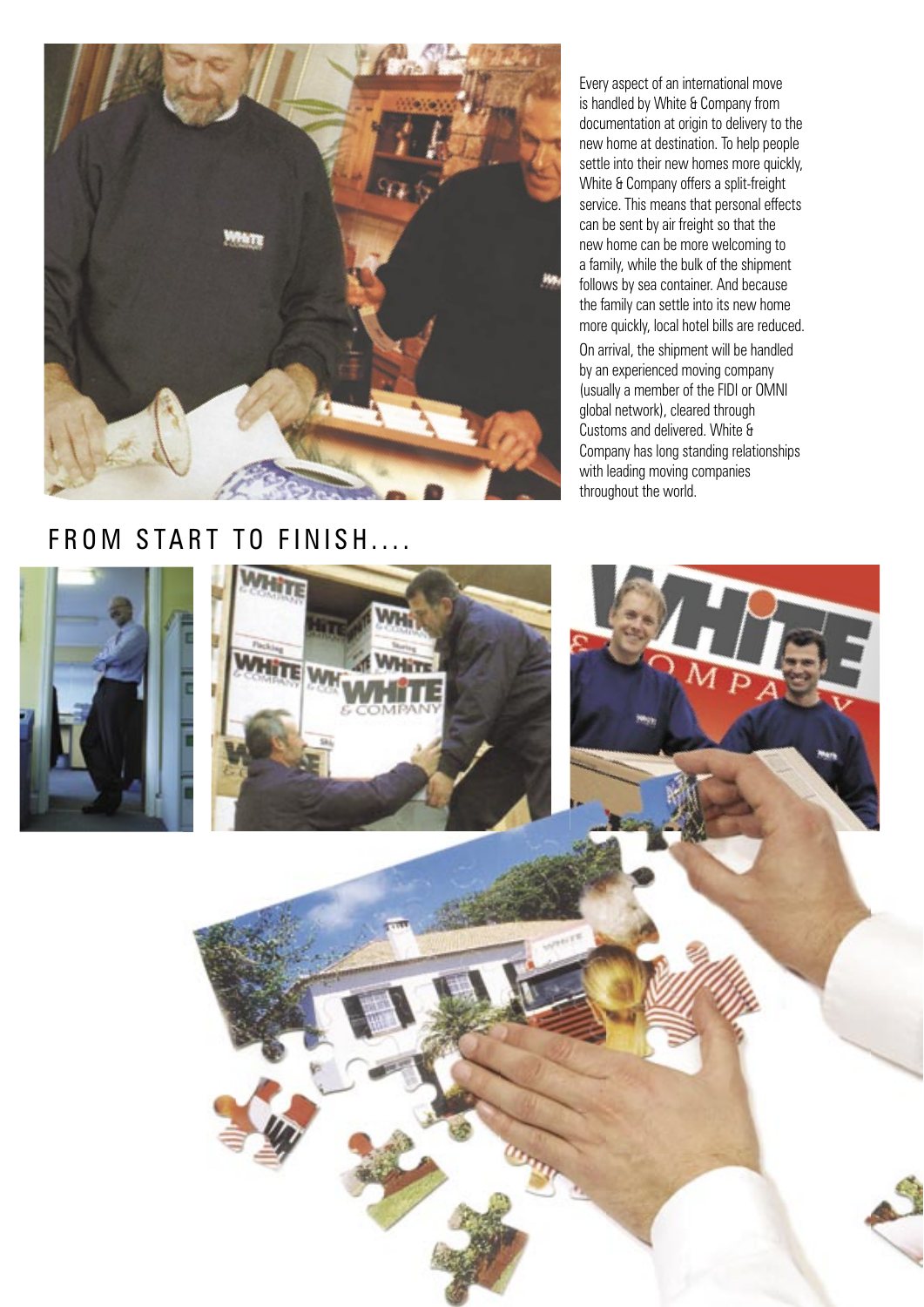Every aspect of an international move is handled by White & Company from documentation at origin to delivery to the new home at destination. To help people settle into their new homes more quickly, White & Company offers a split-freight service. This means that personal effects can be sent by air freight so that the new home can be more welcoming to a family, while the bulk of the shipment follows by sea container. And because the family can settle into its new home more quickly, local hotel bills are reduced.

On arrival, the shipment will be handled by an experienced moving company (usually a member of the FIDI or OMNI global network), cleared through Customs and delivered. White & Company has long standing relationships with leading moving companies throughout the world.

## FROM START TO FINISH....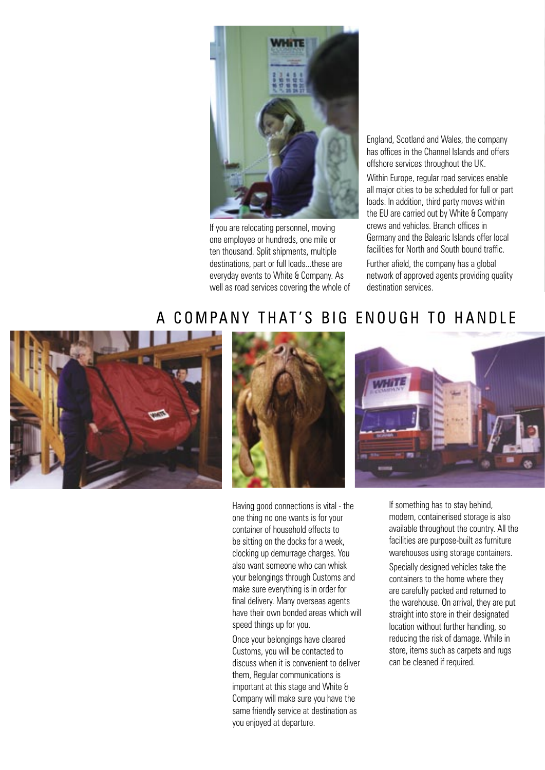If you are relocating personnel, moving one employee or hundreds, one mile or ten thousand. Split shipments, multiple destinations, part or full loads...these are everyday events to White & Company. As well as road services covering the whole of England, Scotland and Wales, the company has offices in the Channel Islands and offers offshore services throughout the UK.

Within Europe, regular road services enable all major cities to be scheduled for full or part loads. In addition, third party moves within the EU are carried out by White & Company crews and vehicles. Branch offices in Germany and the Balearic Islands offer local facilities for North and South bound traffic.

Further afield, the company has a global network of approved agents providing quality destination services.

## A COMPANY THAT'S BIG ENOUGH TO HANDLE

Having good connections is vital - the one thing no one wants is for your container of household effects to be sitting on the docks for a week, clocking up demurrage charges. You also want someone who can whisk your belongings through Customs and make sure everything is in order for final delivery. Many overseas agents have their own bonded areas which will speed things up for you.

Once your belongings have cleared Customs, you will be contacted to discuss when it is convenient to deliver them, Regular communications is important at this stage and White & Company will make sure you have the same friendly service at destination as you enjoyed at departure.

If something has to stay behind, modern, containerised storage is also available throughout the country. All the facilities are purpose-built as furniture warehouses using storage containers.

Specially designed vehicles take the containers to the home where they are carefully packed and returned to the warehouse. On arrival, they are put straight into store in their designated location without further handling, so reducing the risk of damage. While in store, items such as carpets and rugs can be cleaned if required.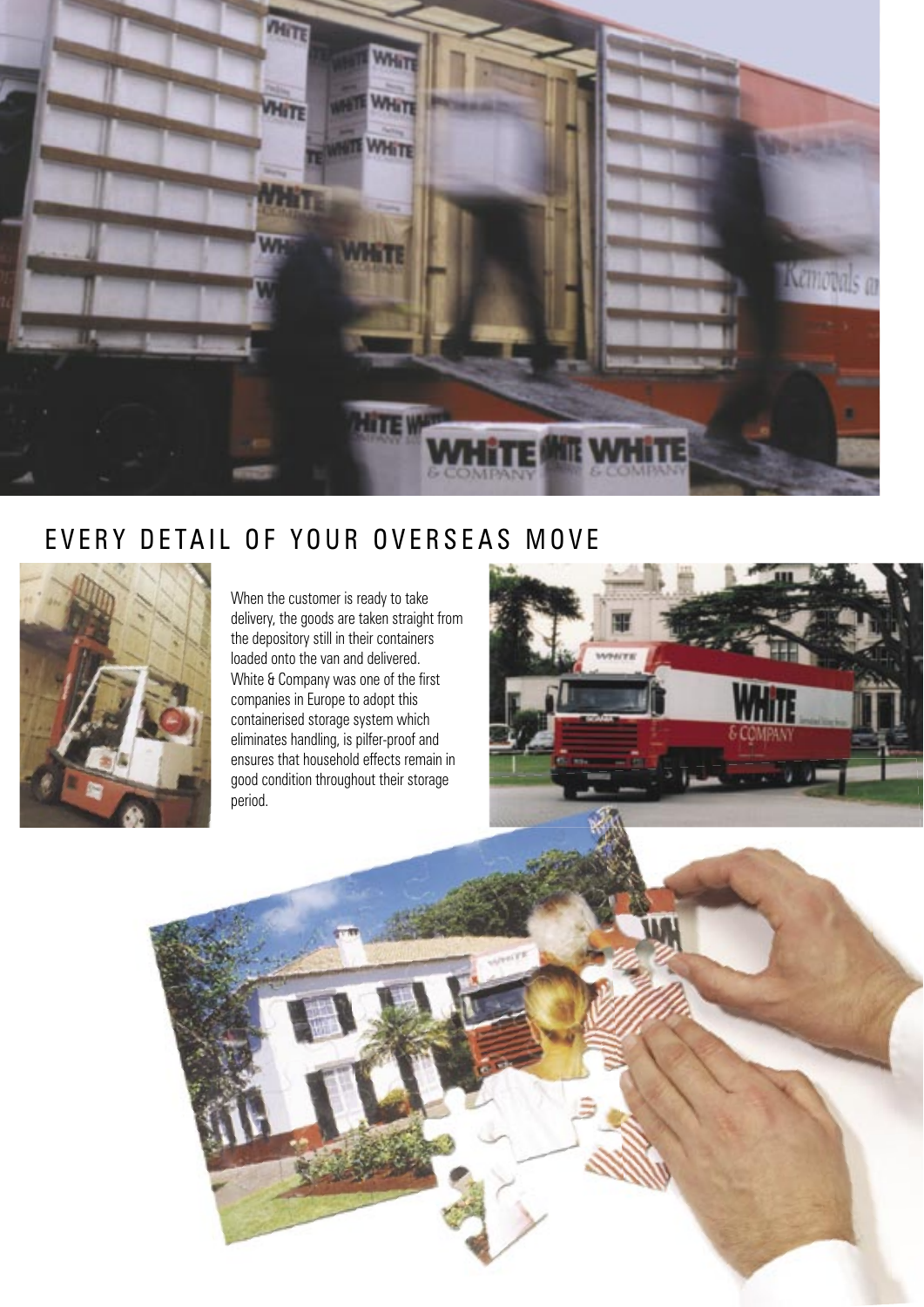## EVERY DETAIL OF YOUR OVERSEAS MOVE

When the customer is ready to take delivery, the goods are taken straight from the depository still in their containers loaded onto the van and delivered. White & Company was one of the first companies in Europe to adopt this containerised storage system which eliminates handling, is pilfer-proof and ensures that household effects remain in good condition throughout their storage period.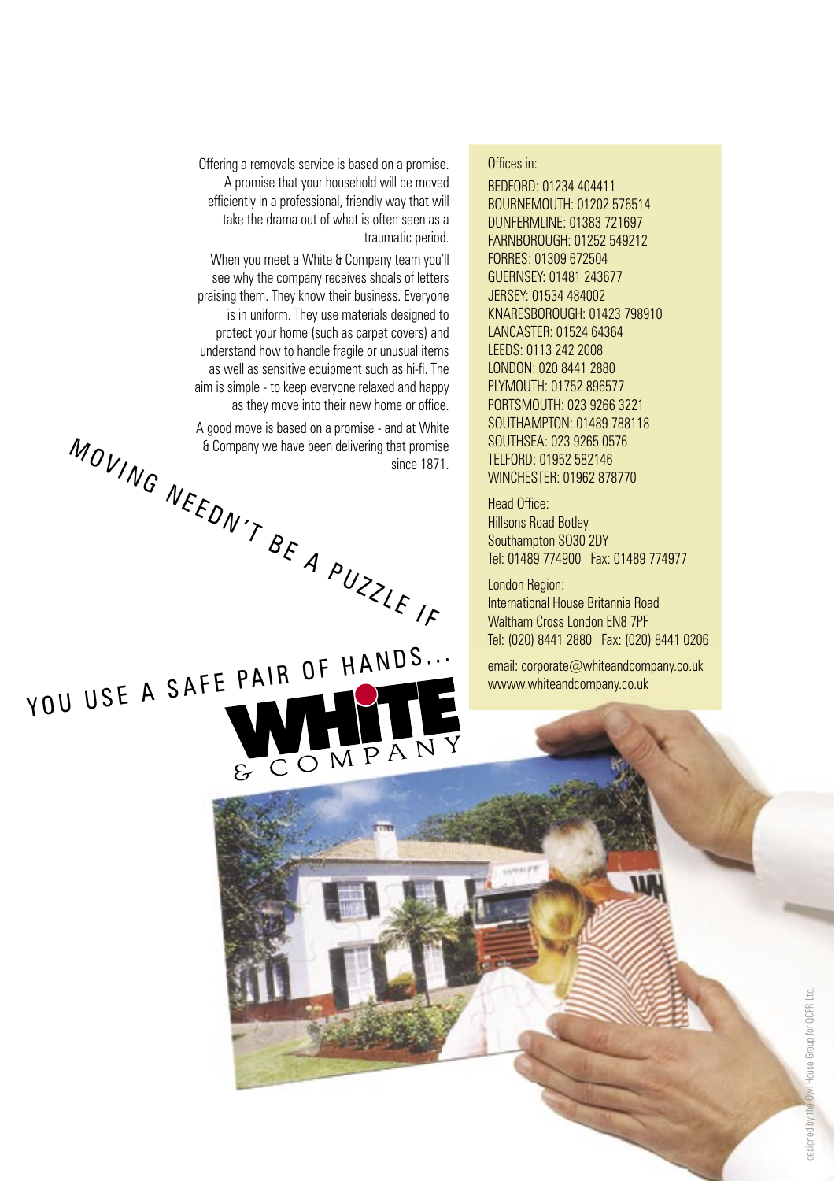Offering a removals service is based on a promise. A promise that your household will be moved efficiently in a professional, friendly way that will take the drama out of what is often seen as a traumatic period.

When you meet a White & Company team you'll see why the company receives shoals of letters praising them. They know their business. Everyone is in uniform. They use materials designed to protect your home (such as carpet covers) and understand how to handle fragile or unusual items as well as sensitive equipment such as hi-fi. The aim is simple - to keep everyone relaxed and happy as they move into their new home or office.

A good move is based on a promise - and at White & Company we have been delivering that promise since 1871.

MOVING NEEDN'T BE A PUZZLE IF YOU USE A SAFE PAIR OF HANDS...

WHITE & COMPANY

Offices in:

BEDFORD: 01234 404411
BOURNEMOUTH: 01202 576514
DUNFERMLINE: 01383 721697
FARNBOROUGH: 01252 549212
FORRES: 01309 672504
GUERNSEY: 01481 243677
JERSEY: 01534 484002
KNARESBOROUGH: 01423 798910
LANCASTER: 01524 64364
LEEDS: 0113 242 2008
LONDON: 020 8441 2880
PLYMOUTH: 01752 896577
PORTSMOUTH: 023 9266 3221
SOUTHAMPTON: 01489 788118
SOUTHSEA: 023 9265 0576
TELFORD: 01952 582146
WINCHESTER: 01962 878770

Head Office:
Hillsons Road Botley
Southampton SO30 2DY
Tel: 01489 774900 Fax: 01489 774977

London Region:
International House Britannia Road
Waltham Cross London EN8 7PF
Tel: (020) 8441 2880 Fax: (020) 8441 0206

email: corporate@whiteandcompany.co.uk
wwww.whiteandcompany.co.uk

designed by the Owl House Group for OCPR Ltd.